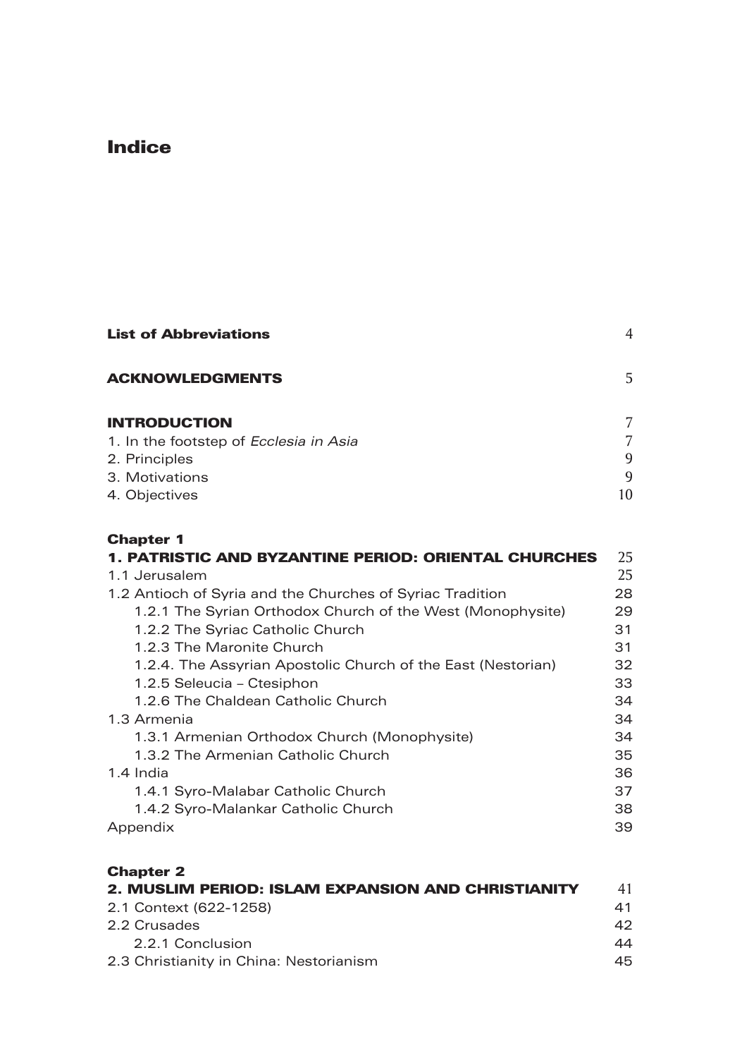# Indice

| | |
|---|---|
| **List of Abbreviations** | 4 |
| **ACKNOWLEDGMENTS** | 5 |
| **INTRODUCTION** | 7 |
| 1. In the footstep of *Ecclesia in Asia* | 7 |
| 2. Principles | 9 |
| 3. Motivations | 9 |
| 4. Objectives | 10 |
| **Chapter 1** | |
| **1. PATRISTIC AND BYZANTINE PERIOD: ORIENTAL CHURCHES** | 25 |
| 1.1 Jerusalem | 25 |
| 1.2 Antioch of Syria and the Churches of Syriac Tradition | 28 |
| 1.2.1 The Syrian Orthodox Church of the West (Monophysite) | 29 |
| 1.2.2 The Syriac Catholic Church | 31 |
| 1.2.3 The Maronite Church | 31 |
| 1.2.4. The Assyrian Apostolic Church of the East (Nestorian) | 32 |
| 1.2.5 Seleucia – Ctesiphon | 33 |
| 1.2.6 The Chaldean Catholic Church | 34 |
| 1.3 Armenia | 34 |
| 1.3.1 Armenian Orthodox Church (Monophysite) | 34 |
| 1.3.2 The Armenian Catholic Church | 35 |
| 1.4 India | 36 |
| 1.4.1 Syro-Malabar Catholic Church | 37 |
| 1.4.2 Syro-Malankar Catholic Church | 38 |
| Appendix | 39 |
| **Chapter 2** | |
| **2. MUSLIM PERIOD: ISLAM EXPANSION AND CHRISTIANITY** | 41 |
| 2.1 Context (622-1258) | 41 |
| 2.2 Crusades | 42 |
| 2.2.1 Conclusion | 44 |
| 2.3 Christianity in China: Nestorianism | 45 |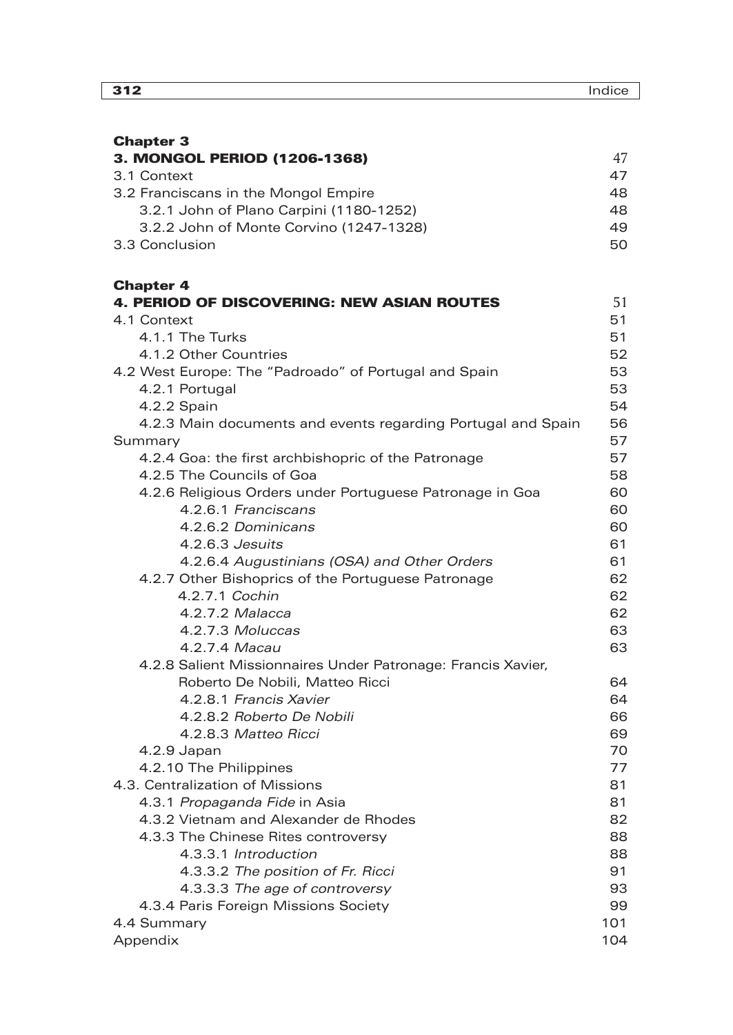**Chapter 3**

**3. MONGOL PERIOD (1206-1368)** 47

3.1 Context 47

3.2 Franciscans in the Mongol Empire 48

- 3.2.1 John of Plano Carpini (1180-1252) 48
- 3.2.2 John of Monte Corvino (1247-1328) 49

3.3 Conclusion 50

**Chapter 4**

**4. PERIOD OF DISCOVERING: NEW ASIAN ROUTES** 51

4.1 Context 51

- 4.1.1 The Turks 51
- 4.1.2 Other Countries 52

4.2 West Europe: The "Padroado" of Portugal and Spain 53

- 4.2.1 Portugal 53
- 4.2.2 Spain 54
- 4.2.3 Main documents and events regarding Portugal and Spain 56

Summary 57

- 4.2.4 Goa: the first archbishopric of the Patronage 57
- 4.2.5 The Councils of Goa 58
- 4.2.6 Religious Orders under Portuguese Patronage in Goa 60
  - 4.2.6.1 *Franciscans* 60
  - 4.2.6.2 *Dominicans* 60
  - 4.2.6.3 *Jesuits* 61
  - 4.2.6.4 *Augustinians (OSA) and Other Orders* 61
- 4.2.7 Other Bishoprics of the Portuguese Patronage 62
  - 4.2.7.1 *Cochin* 62
  - 4.2.7.2 *Malacca* 62
  - 4.2.7.3 *Moluccas* 63
  - 4.2.7.4 *Macau* 63
- 4.2.8 Salient Missionnaires Under Patronage: Francis Xavier, Roberto De Nobili, Matteo Ricci 64
  - 4.2.8.1 *Francis Xavier* 64
  - 4.2.8.2 *Roberto De Nobili* 66
  - 4.2.8.3 *Matteo Ricci* 69
- 4.2.9 Japan 70
- 4.2.10 The Philippines 77

4.3. Centralization of Missions 81

- 4.3.1 *Propaganda Fide* in Asia 81
- 4.3.2 Vietnam and Alexander de Rhodes 82
- 4.3.3 The Chinese Rites controversy 88
  - 4.3.3.1 *Introduction* 88
  - 4.3.3.2 *The position of Fr. Ricci* 91
  - 4.3.3.3 *The age of controversy* 93
- 4.3.4 Paris Foreign Missions Society 99

4.4 Summary 101

Appendix 104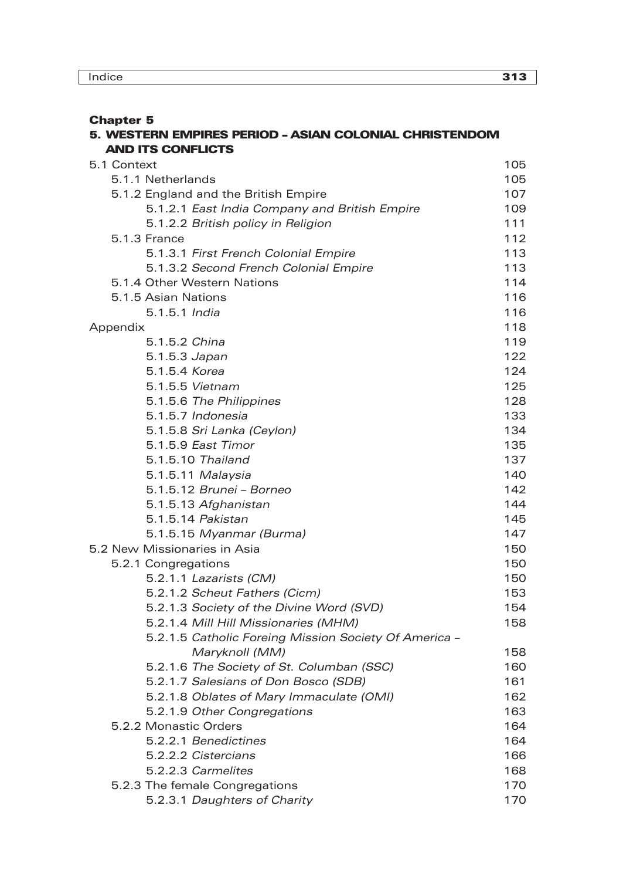**Chapter 5**

**5. WESTERN EMPIRES PERIOD – ASIAN COLONIAL CHRISTENDOM AND ITS CONFLICTS**

| | |
|---|---|
| 5.1 Context | 105 |
| 5.1.1 Netherlands | 105 |
| 5.1.2 England and the British Empire | 107 |
| 5.1.2.1 *East India Company and British Empire* | 109 |
| 5.1.2.2 *British policy in Religion* | 111 |
| 5.1.3 France | 112 |
| 5.1.3.1 *First French Colonial Empire* | 113 |
| 5.1.3.2 *Second French Colonial Empire* | 113 |
| 5.1.4 Other Western Nations | 114 |
| 5.1.5 Asian Nations | 116 |
| 5.1.5.1 *India* | 116 |
| Appendix | 118 |
| 5.1.5.2 *China* | 119 |
| 5.1.5.3 *Japan* | 122 |
| 5.1.5.4 *Korea* | 124 |
| 5.1.5.5 *Vietnam* | 125 |
| 5.1.5.6 *The Philippines* | 128 |
| 5.1.5.7 *Indonesia* | 133 |
| 5.1.5.8 *Sri Lanka (Ceylon)* | 134 |
| 5.1.5.9 *East Timor* | 135 |
| 5.1.5.10 *Thailand* | 137 |
| 5.1.5.11 *Malaysia* | 140 |
| 5.1.5.12 *Brunei – Borneo* | 142 |
| 5.1.5.13 *Afghanistan* | 144 |
| 5.1.5.14 *Pakistan* | 145 |
| 5.1.5.15 *Myanmar (Burma)* | 147 |
| 5.2 New Missionaries in Asia | 150 |
| 5.2.1 Congregations | 150 |
| 5.2.1.1 *Lazarists (CM)* | 150 |
| 5.2.1.2 *Scheut Fathers (Cicm)* | 153 |
| 5.2.1.3 *Society of the Divine Word (SVD)* | 154 |
| 5.2.1.4 *Mill Hill Missionaries (MHM)* | 158 |
| 5.2.1.5 *Catholic Foreing Mission Society Of America – Maryknoll (MM)* | 158 |
| 5.2.1.6 *The Society of St. Columban (SSC)* | 160 |
| 5.2.1.7 *Salesians of Don Bosco (SDB)* | 161 |
| 5.2.1.8 *Oblates of Mary Immaculate (OMI)* | 162 |
| 5.2.1.9 *Other Congregations* | 163 |
| 5.2.2 Monastic Orders | 164 |
| 5.2.2.1 *Benedictines* | 164 |
| 5.2.2.2 *Cistercians* | 166 |
| 5.2.2.3 *Carmelites* | 168 |
| 5.2.3 The female Congregations | 170 |
| 5.2.3.1 *Daughters of Charity* | 170 |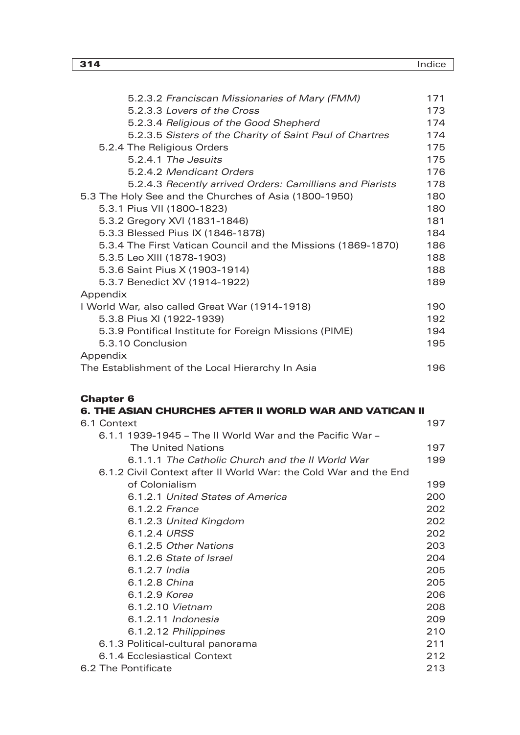5.2.3.2 *Franciscan Missionaries of Mary (FMM)* 171
5.2.3.3 *Lovers of the Cross* 173
5.2.3.4 *Religious of the Good Shepherd* 174
5.2.3.5 *Sisters of the Charity of Saint Paul of Chartres* 174
5.2.4 The Religious Orders 175
5.2.4.1 *The Jesuits* 175
5.2.4.2 *Mendicant Orders* 176
5.2.4.3 *Recently arrived Orders: Camillians and Piarists* 178
5.3 The Holy See and the Churches of Asia (1800-1950) 180
5.3.1 Pius VII (1800-1823) 180
5.3.2 Gregory XVI (1831-1846) 181
5.3.3 Blessed Pius IX (1846-1878) 184
5.3.4 The First Vatican Council and the Missions (1869-1870) 186
5.3.5 Leo XIII (1878-1903) 188
5.3.6 Saint Pius X (1903-1914) 188
5.3.7 Benedict XV (1914-1922) 189
Appendix
I World War, also called Great War (1914-1918) 190
5.3.8 Pius XI (1922-1939) 192
5.3.9 Pontifical Institute for Foreign Missions (PIME) 194
5.3.10 Conclusion 195
Appendix
The Establishment of the Local Hierarchy In Asia 196

**Chapter 6**

**6. THE ASIAN CHURCHES AFTER II WORLD WAR AND VATICAN II**

6.1 Context 197
6.1.1 1939-1945 – The II World War and the Pacific War – The United Nations 197
6.1.1.1 *The Catholic Church and the II World War* 199
6.1.2 Civil Context after II World War: the Cold War and the End of Colonialism 199
6.1.2.1 *United States of America* 200
6.1.2.2 *France* 202
6.1.2.3 *United Kingdom* 202
6.1.2.4 *URSS* 202
6.1.2.5 *Other Nations* 203
6.1.2.6 *State of Israel* 204
6.1.2.7 *India* 205
6.1.2.8 *China* 205
6.1.2.9 *Korea* 206
6.1.2.10 *Vietnam* 208
6.1.2.11 *Indonesia* 209
6.1.2.12 *Philippines* 210
6.1.3 Political-cultural panorama 211
6.1.4 Ecclesiastical Context 212
6.2 The Pontificate 213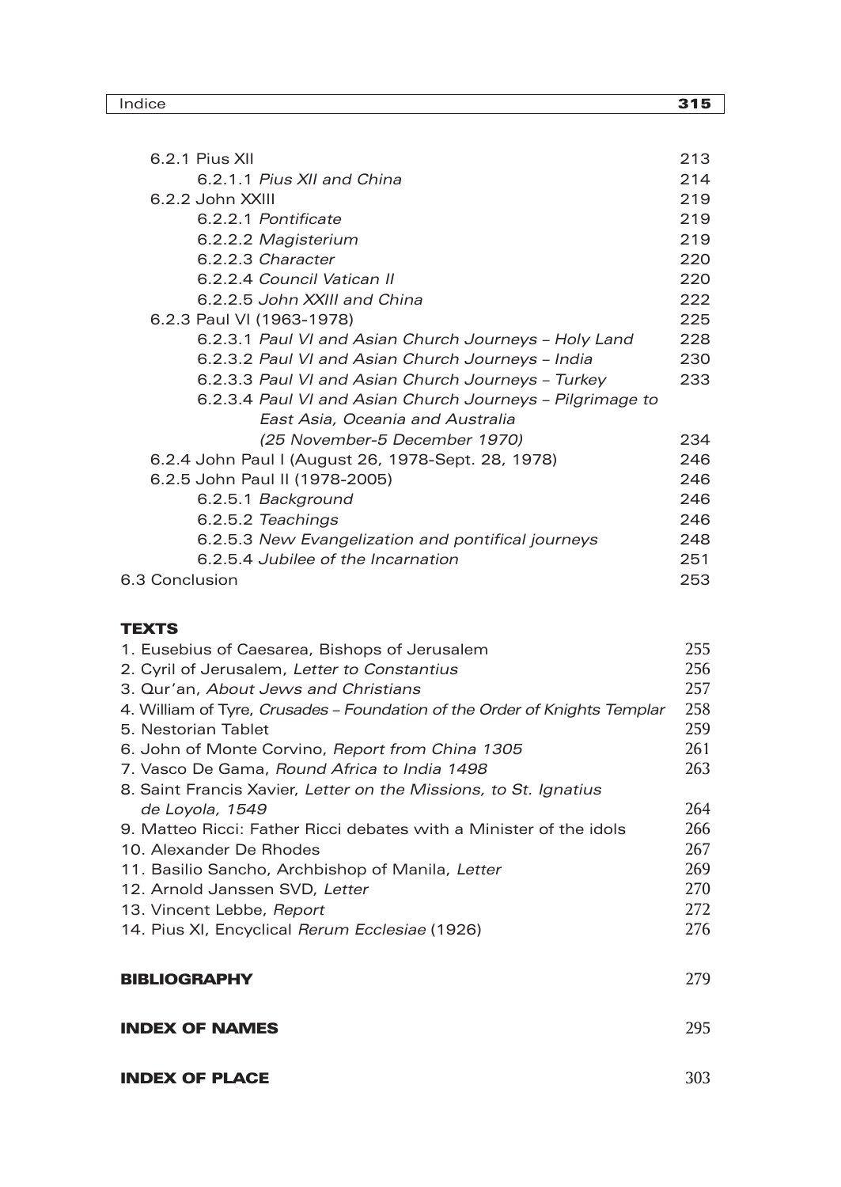| | |
|---|---|
| 6.2.1 Pius XII | 213 |
| 6.2.1.1 *Pius XII and China* | 214 |
| 6.2.2 John XXIII | 219 |
| 6.2.2.1 *Pontificate* | 219 |
| 6.2.2.2 *Magisterium* | 219 |
| 6.2.2.3 *Character* | 220 |
| 6.2.2.4 *Council Vatican II* | 220 |
| 6.2.2.5 *John XXIII and China* | 222 |
| 6.2.3 Paul VI (1963-1978) | 225 |
| 6.2.3.1 *Paul VI and Asian Church Journeys – Holy Land* | 228 |
| 6.2.3.2 *Paul VI and Asian Church Journeys – India* | 230 |
| 6.2.3.3 *Paul VI and Asian Church Journeys – Turkey* | 233 |
| 6.2.3.4 *Paul VI and Asian Church Journeys – Pilgrimage to East Asia, Oceania and Australia (25 November-5 December 1970)* | 234 |
| 6.2.4 John Paul I (August 26, 1978-Sept. 28, 1978) | 246 |
| 6.2.5 John Paul II (1978-2005) | 246 |
| 6.2.5.1 *Background* | 246 |
| 6.2.5.2 *Teachings* | 246 |
| 6.2.5.3 *New Evangelization and pontifical journeys* | 248 |
| 6.2.5.4 *Jubilee of the Incarnation* | 251 |
| 6.3 Conclusion | 253 |

**TEXTS**

| | |
|---|---|
| 1. Eusebius of Caesarea, Bishops of Jerusalem | 255 |
| 2. Cyril of Jerusalem, *Letter to Constantius* | 256 |
| 3. Qur'an, *About Jews and Christians* | 257 |
| 4. William of Tyre, *Crusades – Foundation of the Order of Knights Templar* | 258 |
| 5. Nestorian Tablet | 259 |
| 6. John of Monte Corvino, *Report from China 1305* | 261 |
| 7. Vasco De Gama, *Round Africa to India 1498* | 263 |
| 8. Saint Francis Xavier, *Letter on the Missions, to St. Ignatius de Loyola, 1549* | 264 |
| 9. Matteo Ricci: Father Ricci debates with a Minister of the idols | 266 |
| 10. Alexander De Rhodes | 267 |
| 11. Basilio Sancho, Archbishop of Manila, *Letter* | 269 |
| 12. Arnold Janssen SVD, *Letter* | 270 |
| 13. Vincent Lebbe, *Report* | 272 |
| 14. Pius XI, Encyclical *Rerum Ecclesiae* (1926) | 276 |

**BIBLIOGRAPHY** 279

**INDEX OF NAMES** 295

**INDEX OF PLACE** 303